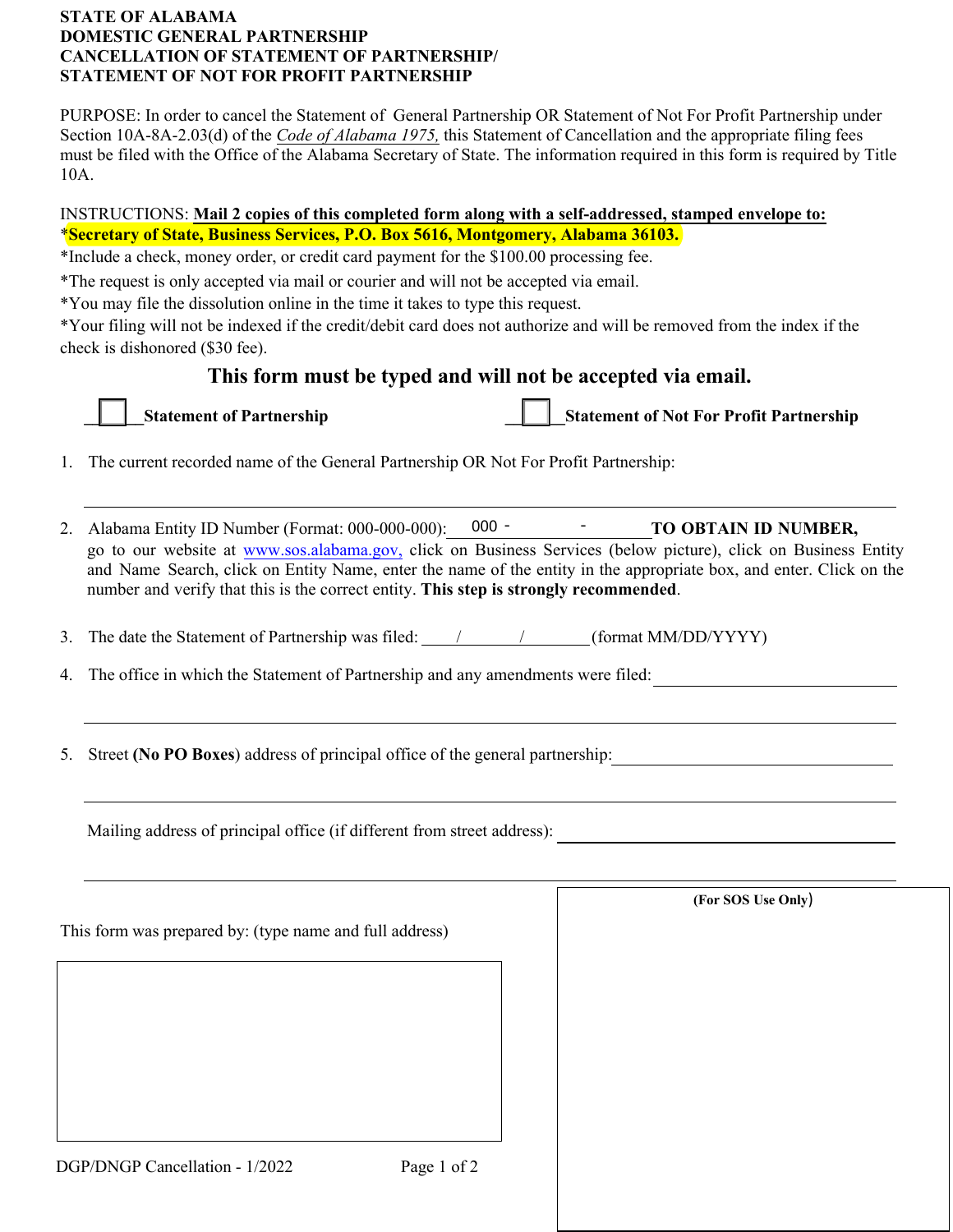# STATE OF ALABAMA
# DOMESTIC GENERAL PARTNERSHIP
# CANCELLATION OF STATEMENT OF PARTNERSHIP/
# STATEMENT OF NOT FOR PROFIT PARTNERSHIP

PURPOSE: In order to cancel the Statement of General Partnership OR Statement of Not For Profit Partnership under Section 10A-8A-2.03(d) of the *Code of Alabama 1975,* this Statement of Cancellation and the appropriate filing fees must be filed with the Office of the Alabama Secretary of State. The information required in this form is required by Title 10A.

INSTRUCTIONS: **Mail 2 copies of this completed form along with a self-addressed, stamped envelope to:**
\***Secretary of State, Business Services, P.O. Box 5616, Montgomery, Alabama 36103.**
*Include a check, money order, or credit card payment for the $100.00 processing fee.
*The request is only accepted via mail or courier and will not be accepted via email.
*You may file the dissolution online in the time it takes to type this request.
*Your filing will not be indexed if the credit/debit card does not authorize and will be removed from the index if the check is dishonored ($30 fee).

**This form must be typed and will not be accepted via email.**

☐ **Statement of Partnership** ☐ **Statement of Not For Profit Partnership**

1. The current recorded name of the General Partnership OR Not For Profit Partnership:

   ______________________________________________

2. Alabama Entity ID Number (Format: 000-000-000): 000 - ______ - ______ **TO OBTAIN ID NUMBER,** go to our website at www.sos.alabama.gov, click on Business Services (below picture), click on Business Entity and Name Search, click on Entity Name, enter the name of the entity in the appropriate box, and enter. Click on the number and verify that this is the correct entity. **This step is strongly recommended**.

3. The date the Statement of Partnership was filed: ____/______/______ (format MM/DD/YYYY)

4. The office in which the Statement of Partnership and any amendments were filed: ______________________________________________

   ______________________________________________

5. Street **(No PO Boxes)** address of principal office of the general partnership: ______________________________________________

   ______________________________________________

   Mailing address of principal office (if different from street address): ______________________________________________

   ______________________________________________

This form was prepared by: (type name and full address)

(For SOS Use Only)

DGP/DNGP Cancellation - 1/2022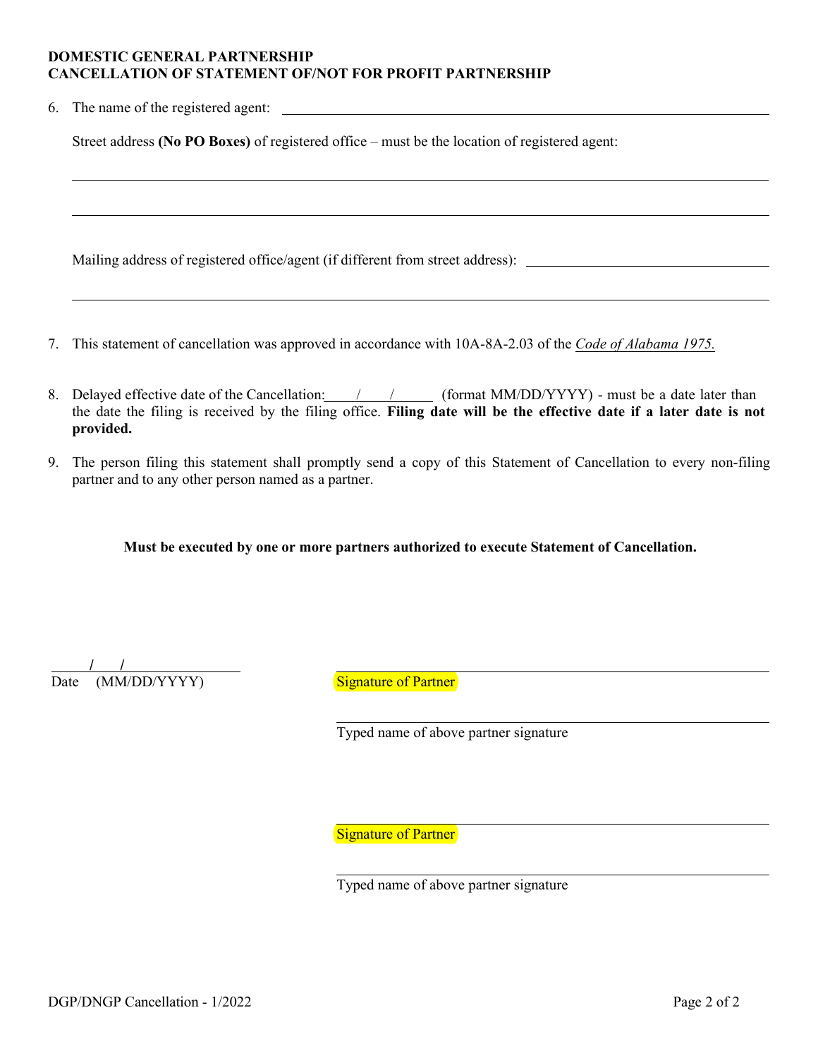**DOMESTIC GENERAL PARTNERSHIP**
**CANCELLATION OF STATEMENT OF/NOT FOR PROFIT PARTNERSHIP**

6. The name of the registered agent: ______________________________________________

   Street address **(No PO Boxes)** of registered office – must be the location of registered agent:

   ______________________________________________________________________________

   ______________________________________________________________________________

   Mailing address of registered office/agent (if different from street address): ____________________

   ______________________________________________________________________________

7. This statement of cancellation was approved in accordance with 10A-8A-2.03 of the *Code of Alabama 1975.*

8. Delayed effective date of the Cancellation: ____/____/______ (format MM/DD/YYYY) - must be a date later than the date the filing is received by the filing office. **Filing date will be the effective date if a later date is not provided.**

9. The person filing this statement shall promptly send a copy of this Statement of Cancellation to every non-filing partner and to any other person named as a partner.

**Must be executed by one or more partners authorized to execute Statement of Cancellation.**

____/____/__________
Date (MM/DD/YYYY)

______________________________________
Signature of Partner

______________________________________
Typed name of above partner signature

______________________________________
Signature of Partner

______________________________________
Typed name of above partner signature

DGP/DNGP Cancellation - 1/2022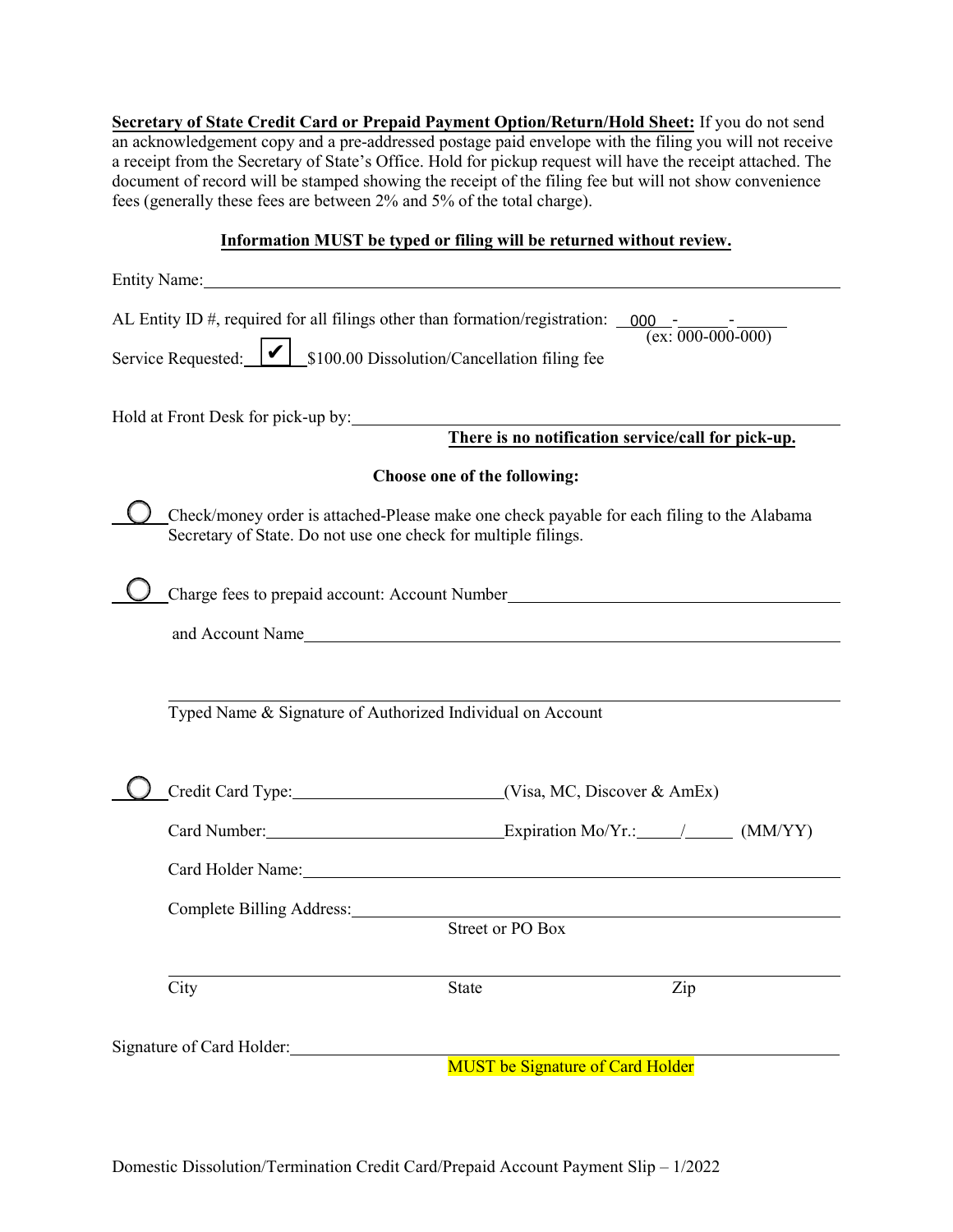**Secretary of State Credit Card or Prepaid Payment Option/Return/Hold Sheet:** If you do not send an acknowledgement copy and a pre-addressed postage paid envelope with the filing you will not receive a receipt from the Secretary of State's Office. Hold for pickup request will have the receipt attached. The document of record will be stamped showing the receipt of the filing fee but will not show convenience fees (generally these fees are between 2% and 5% of the total charge).

**Information MUST be typed or filing will be returned without review.**

Entity Name: ______________________________________________

AL Entity ID #, required for all filings other than formation/registration: 000 - ______ - ______
(ex: 000-000-000)

Service Requested: ✔ $100.00 Dissolution/Cancellation filing fee

Hold at Front Desk for pick-up by: ______________________________________________

**There is no notification service/call for pick-up.**

**Choose one of the following:**

○ Check/money order is attached-Please make one check payable for each filing to the Alabama Secretary of State. Do not use one check for multiple filings.

○ Charge fees to prepaid account: Account Number ______________________________

and Account Name ______________________________________________

______________________________________________
Typed Name & Signature of Authorized Individual on Account

○ Credit Card Type: ______________________ (Visa, MC, Discover & AmEx)

Card Number: ______________________ Expiration Mo/Yr.: _____/_____ (MM/YY)

Card Holder Name: ______________________________________________

Complete Billing Address: ______________________________________________
Street or PO Box

______________________________________________
City State Zip

Signature of Card Holder: ______________________________________________
MUST be Signature of Card Holder

Domestic Dissolution/Termination Credit Card/Prepaid Account Payment Slip – 1/2022